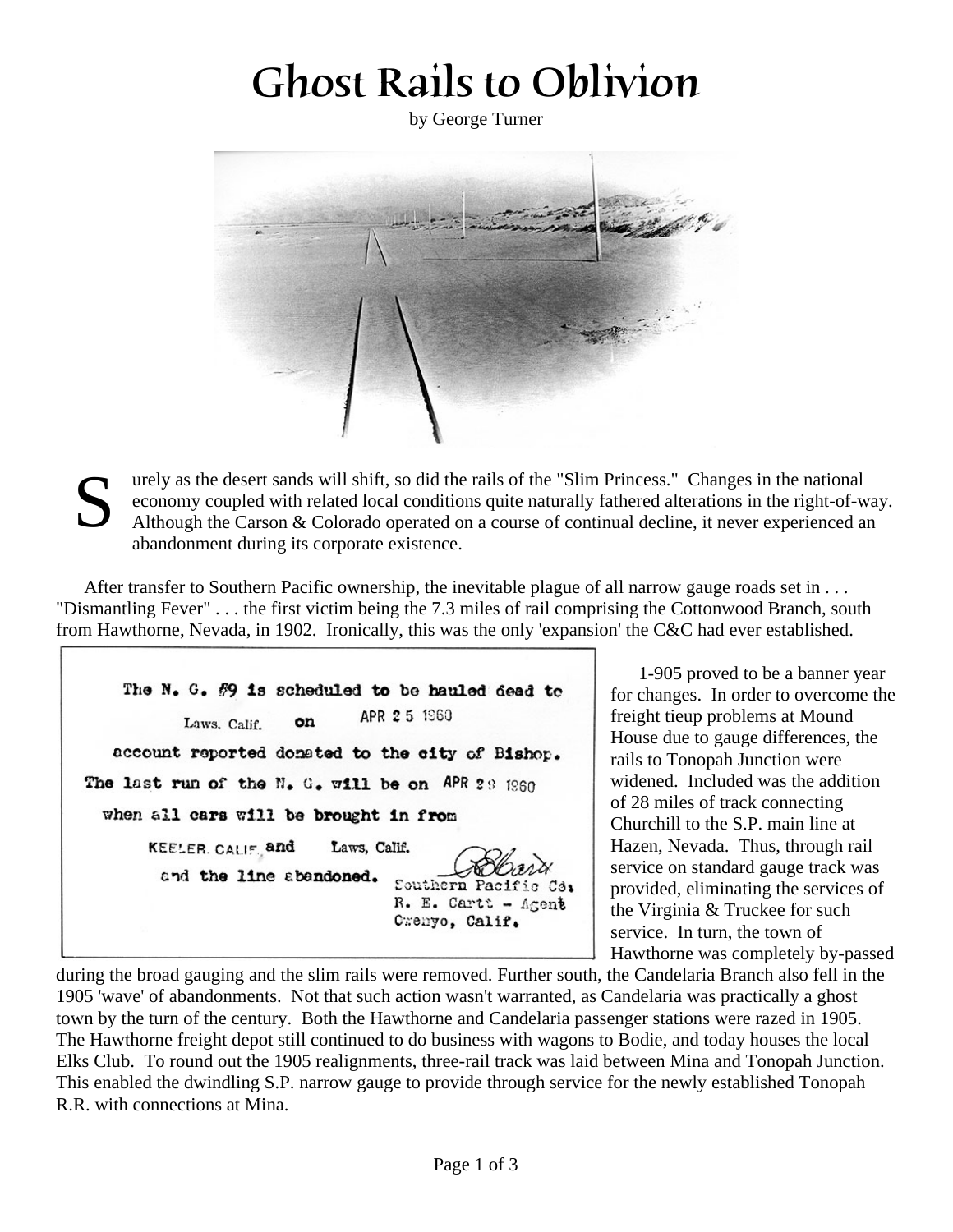// Ghost Rails to Oblivion

# Ghost Rails to Oblivion

by George Turner

Surely as the desert sands will shift, so did the rails of the "Slim Princess." Changes in the national economy coupled with related local conditions quite naturally fathered alterations in the right-of-way. Although the Carson & Colorado operated on a course of continual decline, it never experienced an abandonment during its corporate existence.

After transfer to Southern Pacific ownership, the inevitable plague of all narrow gauge roads set in . . . "Dismantling Fever" . . . the first victim being the 7.3 miles of rail comprising the Cottonwood Branch, south from Hawthorne, Nevada, in 1902. Ironically, this was the only 'expansion' the C&C had ever established.

The N. G. #9 is scheduled to be hauled dead to Laws, Calif. on APR 25 1960 account reported donated to the city of Bishop. The last run of the N. G. will be on APR 29 1960 when all cars will be brought in from KEELER, CALIF. and Laws, Calif. and the line abandoned.

Southern Pacific Co.
R. E. Cartt - Agent
Owenyo, Calif.

1-905 proved to be a banner year for changes. In order to overcome the freight tieup problems at Mound House due to gauge differences, the rails to Tonopah Junction were widened. Included was the addition of 28 miles of track connecting Churchill to the S.P. main line at Hazen, Nevada. Thus, through rail service on standard gauge track was provided, eliminating the services of the Virginia & Truckee for such service. In turn, the town of Hawthorne was completely by-passed during the broad gauging and the slim rails were removed. Further south, the Candelaria Branch also fell in the 1905 'wave' of abandonments. Not that such action wasn't warranted, as Candelaria was practically a ghost town by the turn of the century. Both the Hawthorne and Candelaria passenger stations were razed in 1905. The Hawthorne freight depot still continued to do business with wagons to Bodie, and today houses the local Elks Club. To round out the 1905 realignments, three-rail track was laid between Mina and Tonopah Junction. This enabled the dwindling S.P. narrow gauge to provide through service for the newly established Tonopah R.R. with connections at Mina.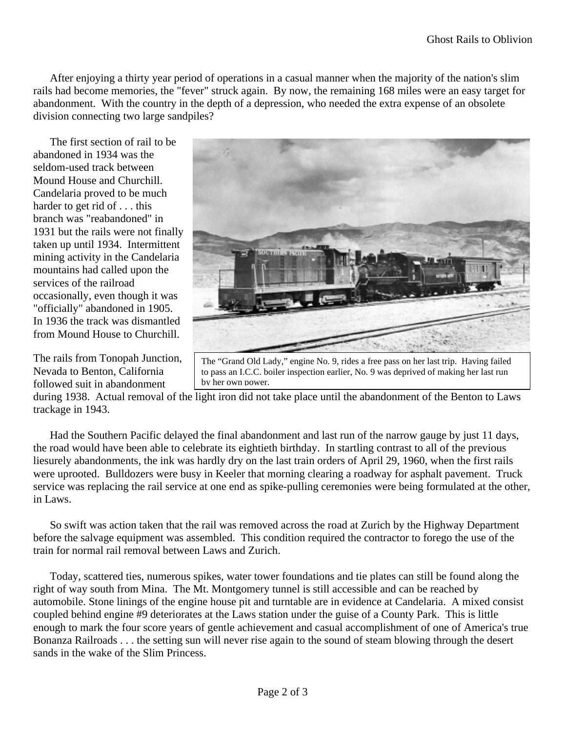After enjoying a thirty year period of operations in a casual manner when the majority of the nation's slim rails had become memories, the "fever" struck again. By now, the remaining 168 miles were an easy target for abandonment. With the country in the depth of a depression, who needed the extra expense of an obsolete division connecting two large sandpiles?

The first section of rail to be abandoned in 1934 was the seldom-used track between Mound House and Churchill. Candelaria proved to be much harder to get rid of . . . this branch was "reabandoned" in 1931 but the rails were not finally taken up until 1934. Intermittent mining activity in the Candelaria mountains had called upon the services of the railroad occasionally, even though it was "officially" abandoned in 1905. In 1936 the track was dismantled from Mound House to Churchill.

The “Grand Old Lady,” engine No. 9, rides a free pass on her last trip. Having failed to pass an I.C.C. boiler inspection earlier, No. 9 was deprived of making her last run by her own power.

The rails from Tonopah Junction, Nevada to Benton, California followed suit in abandonment during 1938. Actual removal of the light iron did not take place until the abandonment of the Benton to Laws trackage in 1943.

Had the Southern Pacific delayed the final abandonment and last run of the narrow gauge by just 11 days, the road would have been able to celebrate its eightieth birthday. In startling contrast to all of the previous liesurely abandonments, the ink was hardly dry on the last train orders of April 29, 1960, when the first rails were uprooted. Bulldozers were busy in Keeler that morning clearing a roadway for asphalt pavement. Truck service was replacing the rail service at one end as spike-pulling ceremonies were being formulated at the other, in Laws.

So swift was action taken that the rail was removed across the road at Zurich by the Highway Department before the salvage equipment was assembled. This condition required the contractor to forego the use of the train for normal rail removal between Laws and Zurich.

Today, scattered ties, numerous spikes, water tower foundations and tie plates can still be found along the right of way south from Mina. The Mt. Montgomery tunnel is still accessible and can be reached by automobile. Stone linings of the engine house pit and turntable are in evidence at Candelaria. A mixed consist coupled behind engine #9 deteriorates at the Laws station under the guise of a County Park. This is little enough to mark the four score years of gentle achievement and casual accomplishment of one of America's true Bonanza Railroads . . . the setting sun will never rise again to the sound of steam blowing through the desert sands in the wake of the Slim Princess.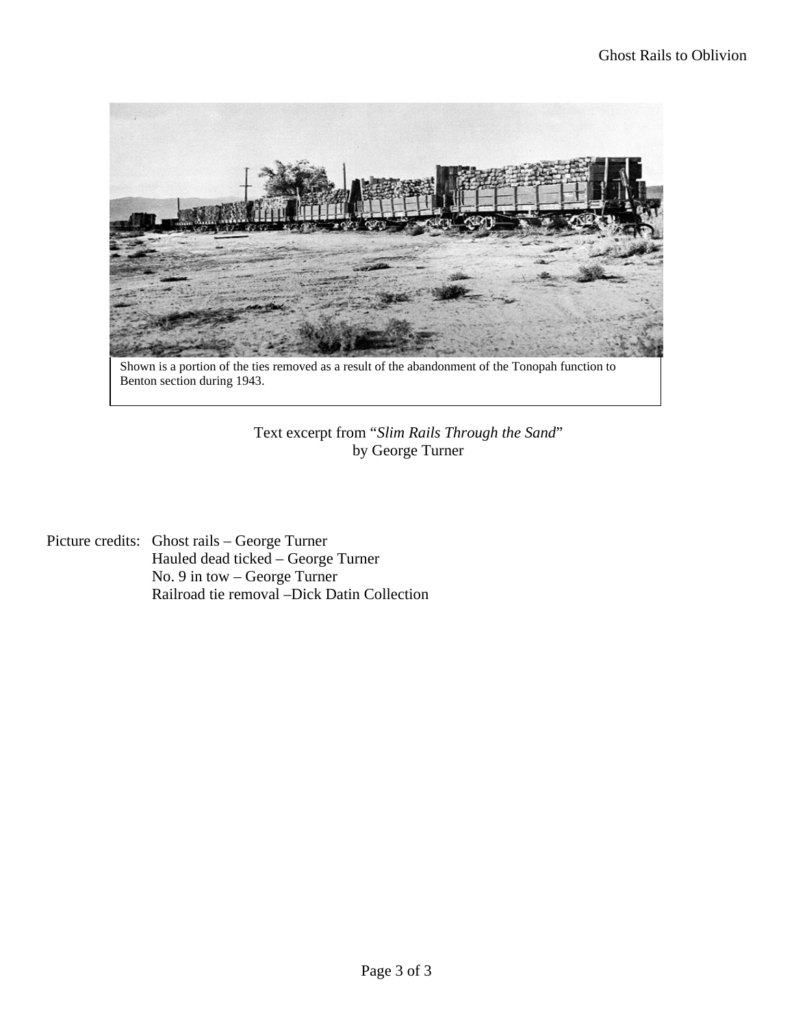Shown is a portion of the ties removed as a result of the abandonment of the Tonopah function to Benton section during 1943.

Text excerpt from "*Slim Rails Through the Sand*"
by George Turner

Picture credits: Ghost rails – George Turner
Hauled dead ticked – George Turner
No. 9 in tow – George Turner
Railroad tie removal –Dick Datin Collection